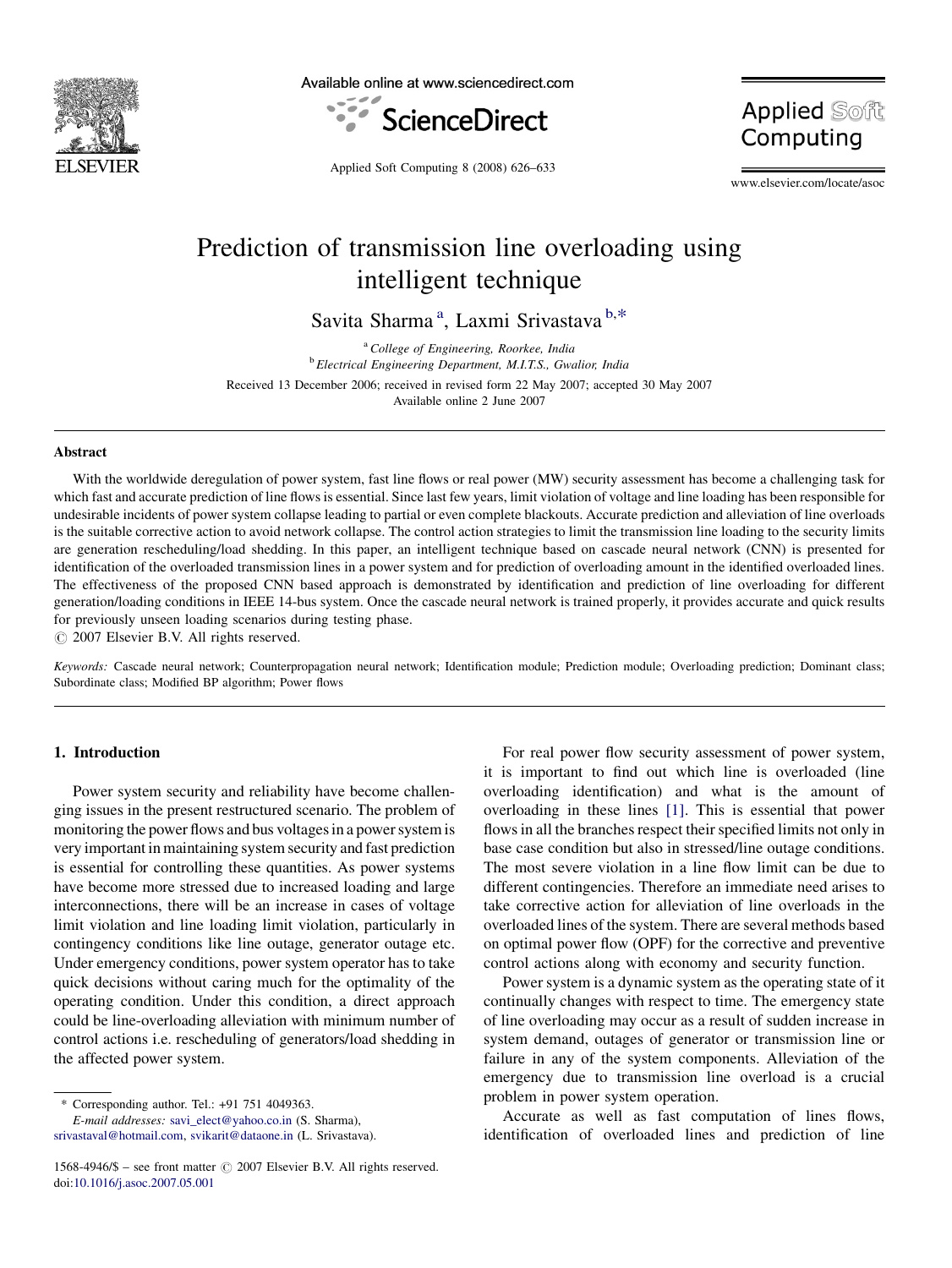# Prediction of transmission line overloading using intelligent technique

Savita Sharma [a], Laxmi Srivastava [b,*]

[a] College of Engineering, Roorkee, India

[b] Electrical Engineering Department, M.I.T.S., Gwalior, India

Received 13 December 2006; received in revised form 22 May 2007; accepted 30 May 2007

Available online 2 June 2007

## Abstract

With the worldwide deregulation of power system, fast line flows or real power (MW) security assessment has become a challenging task for which fast and accurate prediction of line flows is essential. Since last few years, limit violation of voltage and line loading has been responsible for undesirable incidents of power system collapse leading to partial or even complete blackouts. Accurate prediction and alleviation of line overloads is the suitable corrective action to avoid network collapse. The control action strategies to limit the transmission line loading to the security limits are generation rescheduling/load shedding. In this paper, an intelligent technique based on cascade neural network (CNN) is presented for identification of the overloaded transmission lines in a power system and for prediction of overloading amount in the identified overloaded lines. The effectiveness of the proposed CNN based approach is demonstrated by identification and prediction of line overloading for different generation/loading conditions in IEEE 14-bus system. Once the cascade neural network is trained properly, it provides accurate and quick results for previously unseen loading scenarios during testing phase.

© 2007 Elsevier B.V. All rights reserved.

*Keywords:* Cascade neural network; Counterpropagation neural network; Identification module; Prediction module; Overloading prediction; Dominant class; Subordinate class; Modified BP algorithm; Power flows

## 1. Introduction

Power system security and reliability have become challenging issues in the present restructured scenario. The problem of monitoring the power flows and bus voltages in a power system is very important in maintaining system security and fast prediction is essential for controlling these quantities. As power systems have become more stressed due to increased loading and large interconnections, there will be an increase in cases of voltage limit violation and line loading limit violation, particularly in contingency conditions like line outage, generator outage etc. Under emergency conditions, power system operator has to take quick decisions without caring much for the optimality of the operating condition. Under this condition, a direct approach could be line-overloading alleviation with minimum number of control actions i.e. rescheduling of generators/load shedding in the affected power system.

For real power flow security assessment of power system, it is important to find out which line is overloaded (line overloading identification) and what is the amount of overloading in these lines [1]. This is essential that power flows in all the branches respect their specified limits not only in base case condition but also in stressed/line outage conditions. The most severe violation in a line flow limit can be due to different contingencies. Therefore an immediate need arises to take corrective action for alleviation of line overloads in the overloaded lines of the system. There are several methods based on optimal power flow (OPF) for the corrective and preventive control actions along with economy and security function.

Power system is a dynamic system as the operating state of it continually changes with respect to time. The emergency state of line overloading may occur as a result of sudden increase in system demand, outages of generator or transmission line or failure in any of the system components. Alleviation of the emergency due to transmission line overload is a crucial problem in power system operation.

Accurate as well as fast computation of lines flows, identification of overloaded lines and prediction of line

* Corresponding author. Tel.: +91 751 4049363.

*E-mail addresses:* savi_elect@yahoo.co.in (S. Sharma), srivastaval@hotmail.com, svikarit@dataone.in (L. Srivastava).

1568-4946/$ – see front matter © 2007 Elsevier B.V. All rights reserved.

doi:10.1016/j.asoc.2007.05.001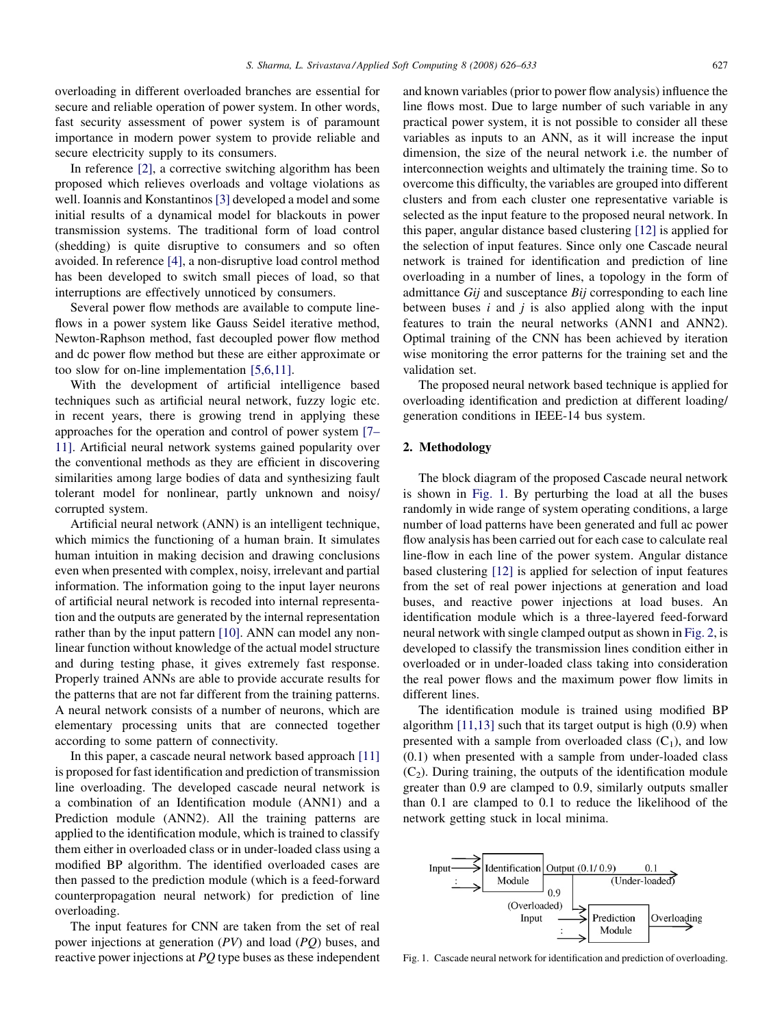overloading in different overloaded branches are essential for secure and reliable operation of power system. In other words, fast security assessment of power system is of paramount importance in modern power system to provide reliable and secure electricity supply to its consumers.

In reference [2], a corrective switching algorithm has been proposed which relieves overloads and voltage violations as well. Ioannis and Konstantinos [3] developed a model and some initial results of a dynamical model for blackouts in power transmission systems. The traditional form of load control (shedding) is quite disruptive to consumers and so often avoided. In reference [4], a non-disruptive load control method has been developed to switch small pieces of load, so that interruptions are effectively unnoticed by consumers.

Several power flow methods are available to compute line-flows in a power system like Gauss Seidel iterative method, Newton-Raphson method, fast decoupled power flow method and dc power flow method but these are either approximate or too slow for on-line implementation [5,6,11].

With the development of artificial intelligence based techniques such as artificial neural network, fuzzy logic etc. in recent years, there is growing trend in applying these approaches for the operation and control of power system [7–11]. Artificial neural network systems gained popularity over the conventional methods as they are efficient in discovering similarities among large bodies of data and synthesizing fault tolerant model for nonlinear, partly unknown and noisy/corrupted system.

Artificial neural network (ANN) is an intelligent technique, which mimics the functioning of a human brain. It simulates human intuition in making decision and drawing conclusions even when presented with complex, noisy, irrelevant and partial information. The information going to the input layer neurons of artificial neural network is recoded into internal representation and the outputs are generated by the internal representation rather than by the input pattern [10]. ANN can model any non-linear function without knowledge of the actual model structure and during testing phase, it gives extremely fast response. Properly trained ANNs are able to provide accurate results for the patterns that are not far different from the training patterns. A neural network consists of a number of neurons, which are elementary processing units that are connected together according to some pattern of connectivity.

In this paper, a cascade neural network based approach [11] is proposed for fast identification and prediction of transmission line overloading. The developed cascade neural network is a combination of an Identification module (ANN1) and a Prediction module (ANN2). All the training patterns are applied to the identification module, which is trained to classify them either in overloaded class or in under-loaded class using a modified BP algorithm. The identified overloaded cases are then passed to the prediction module (which is a feed-forward counterpropagation neural network) for prediction of line overloading.

The input features for CNN are taken from the set of real power injections at generation (*PV*) and load (*PQ*) buses, and reactive power injections at *PQ* type buses as these independent and known variables (prior to power flow analysis) influence the line flows most. Due to large number of such variable in any practical power system, it is not possible to consider all these variables as inputs to an ANN, as it will increase the input dimension, the size of the neural network i.e. the number of interconnection weights and ultimately the training time. So to overcome this difficulty, the variables are grouped into different clusters and from each cluster one representative variable is selected as the input feature to the proposed neural network. In this paper, angular distance based clustering [12] is applied for the selection of input features. Since only one Cascade neural network is trained for identification and prediction of line overloading in a number of lines, a topology in the form of admittance *Gij* and susceptance *Bij* corresponding to each line between buses *i* and *j* is also applied along with the input features to train the neural networks (ANN1 and ANN2). Optimal training of the CNN has been achieved by iteration wise monitoring the error patterns for the training set and the validation set.

The proposed neural network based technique is applied for overloading identification and prediction at different loading/generation conditions in IEEE-14 bus system.

## 2. Methodology

The block diagram of the proposed Cascade neural network is shown in Fig. 1. By perturbing the load at all the buses randomly in wide range of system operating conditions, a large number of load patterns have been generated and full ac power flow analysis has been carried out for each case to calculate real line-flow in each line of the power system. Angular distance based clustering [12] is applied for selection of input features from the set of real power injections at generation and load buses, and reactive power injections at load buses. An identification module which is a three-layered feed-forward neural network with single clamped output as shown in Fig. 2, is developed to classify the transmission lines condition either in overloaded or in under-loaded class taking into consideration the real power flows and the maximum power flow limits in different lines.

The identification module is trained using modified BP algorithm [11,13] such that its target output is high (0.9) when presented with a sample from overloaded class ($C_1$), and low (0.1) when presented with a sample from under-loaded class ($C_2$). During training, the outputs of the identification module greater than 0.9 are clamped to 0.9, similarly outputs smaller than 0.1 are clamped to 0.1 to reduce the likelihood of the network getting stuck in local minima.

Fig. 1. Cascade neural network for identification and prediction of overloading.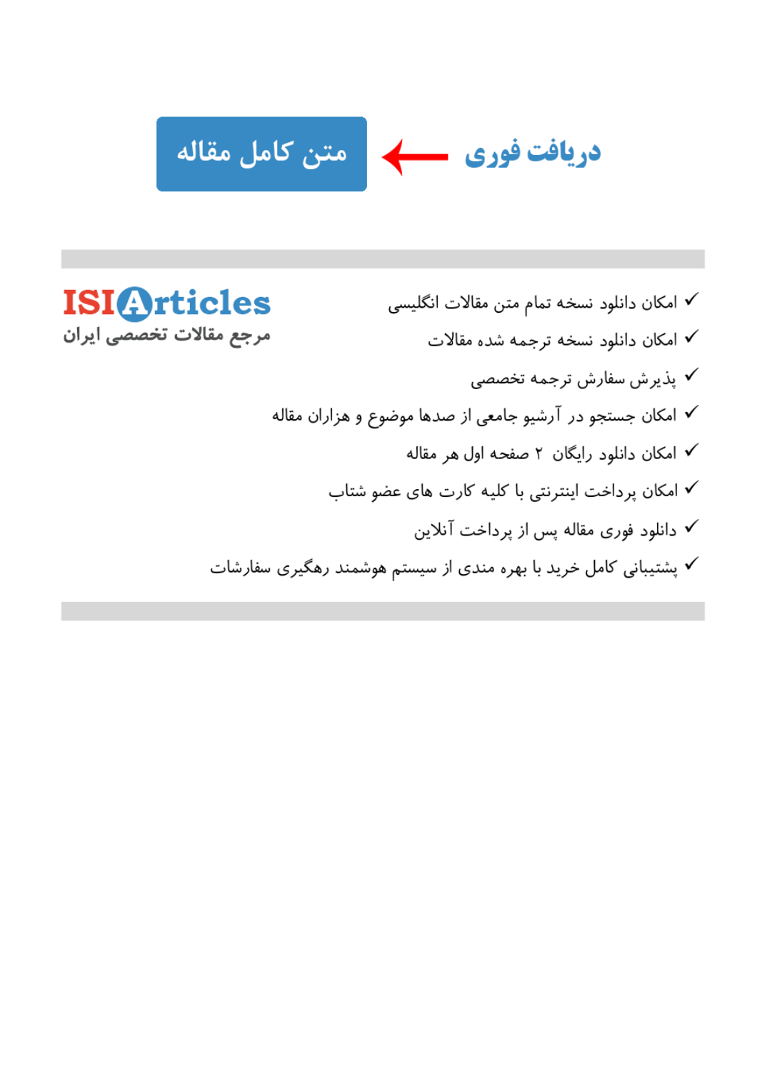دریافت فوری ← متن کامل مقاله

**ISIArticles**
مرجع مقالات تخصصی ایران

- ✓ امکان دانلود نسخه تمام متن مقالات انگلیسی
- ✓ امکان دانلود نسخه ترجمه شده مقالات
- ✓ پذیرش سفارش ترجمه تخصصی
- ✓ امکان جستجو در آرشیو جامعی از صدها موضوع و هزاران مقاله
- ✓ امکان دانلود رایگان ۲ صفحه اول هر مقاله
- ✓ امکان پرداخت اینترنتی با کلیه کارت های عضو شتاب
- ✓ دانلود فوری مقاله پس از پرداخت آنلاین
- ✓ پشتیبانی کامل خرید با بهره مندی از سیستم هوشمند رهگیری سفارشات